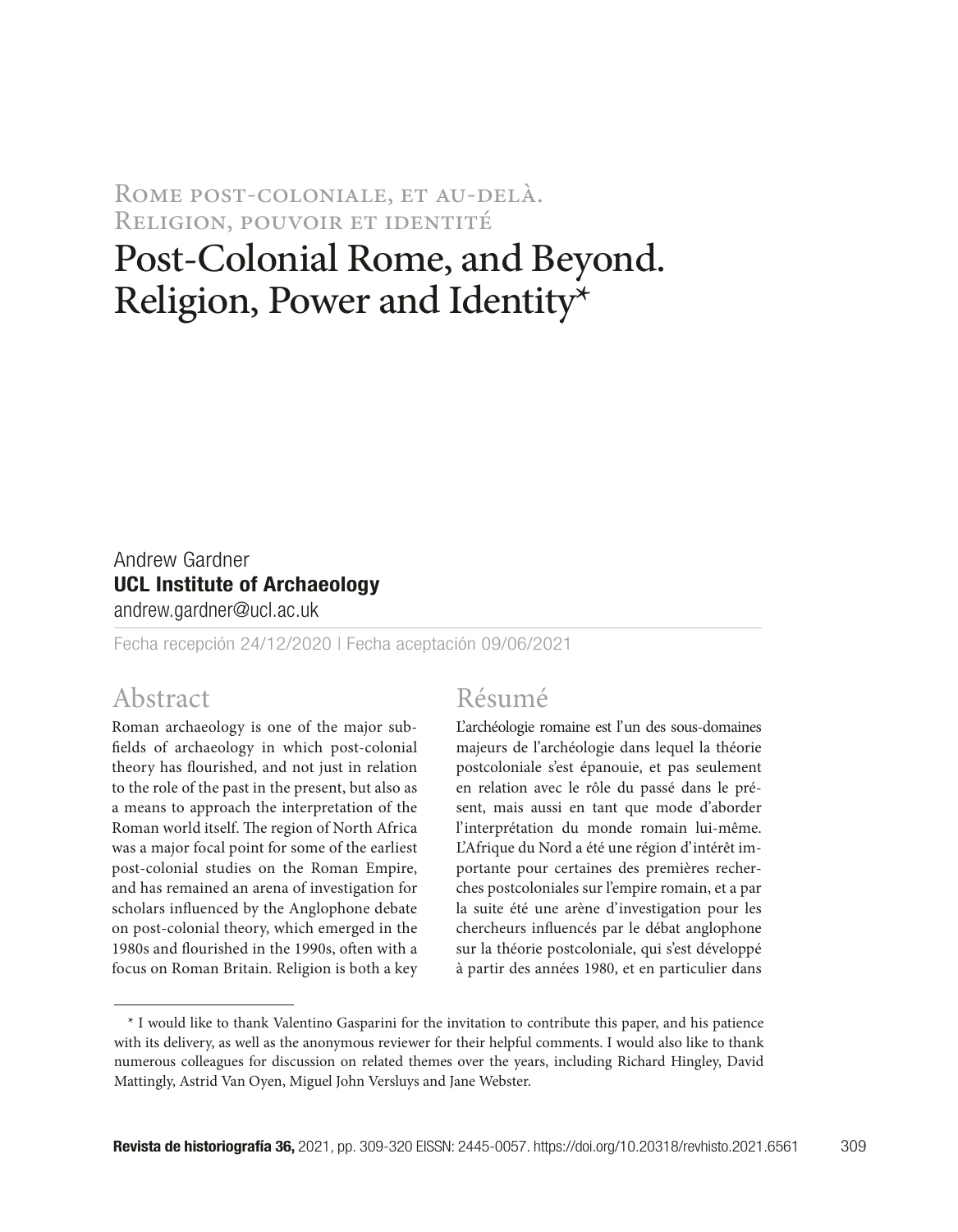# Rome post-coloniale, et au-delà. Religion, pouvoir et identité

# Post-Colonial Rome, and Beyond. Religion, Power and Identity*

Andrew Gardner
**UCL Institute of Archaeology**
andrew.gardner@ucl.ac.uk

Fecha recepción 24/12/2020 | Fecha aceptación 09/06/2021

## Abstract

Roman archaeology is one of the major subfields of archaeology in which post-colonial theory has flourished, and not just in relation to the role of the past in the present, but also as a means to approach the interpretation of the Roman world itself. The region of North Africa was a major focal point for some of the earliest post-colonial studies on the Roman Empire, and has remained an arena of investigation for scholars influenced by the Anglophone debate on post-colonial theory, which emerged in the 1980s and flourished in the 1990s, often with a focus on Roman Britain. Religion is both a key

## Résumé

L'archéologie romaine est l'un des sous-domaines majeurs de l'archéologie dans lequel la théorie postcoloniale s'est épanouie, et pas seulement en relation avec le rôle du passé dans le présent, mais aussi en tant que mode d'aborder l'interprétation du monde romain lui-même. L'Afrique du Nord a été une région d'intérêt importante pour certaines des premières recherches postcoloniales sur l'empire romain, et a par la suite été une arène d'investigation pour les chercheurs influencés par le débat anglophone sur la théorie postcoloniale, qui s'est développé à partir des années 1980, et en particulier dans

* I would like to thank Valentino Gasparini for the invitation to contribute this paper, and his patience with its delivery, as well as the anonymous reviewer for their helpful comments. I would also like to thank numerous colleagues for discussion on related themes over the years, including Richard Hingley, David Mattingly, Astrid Van Oyen, Miguel John Versluys and Jane Webster.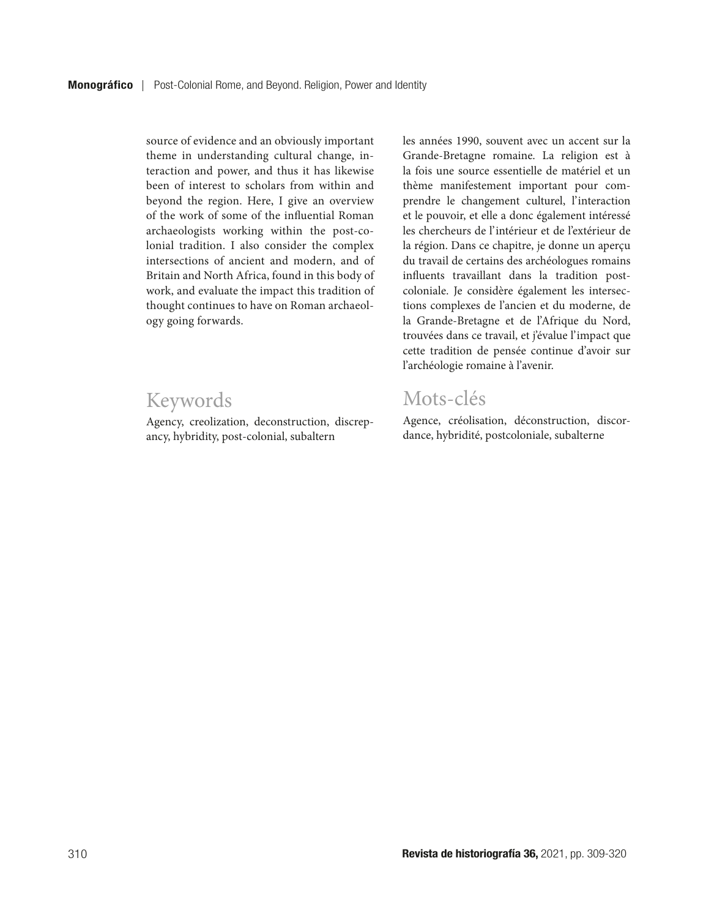source of evidence and an obviously important theme in understanding cultural change, interaction and power, and thus it has likewise been of interest to scholars from within and beyond the region. Here, I give an overview of the work of some of the influential Roman archaeologists working within the post-colonial tradition. I also consider the complex intersections of ancient and modern, and of Britain and North Africa, found in this body of work, and evaluate the impact this tradition of thought continues to have on Roman archaeology going forwards.

## Keywords

Agency, creolization, deconstruction, discrepancy, hybridity, post-colonial, subaltern

les années 1990, souvent avec un accent sur la Grande-Bretagne romaine. La religion est à la fois une source essentielle de matériel et un thème manifestement important pour comprendre le changement culturel, l'interaction et le pouvoir, et elle a donc également intéressé les chercheurs de l'intérieur et de l'extérieur de la région. Dans ce chapitre, je donne un aperçu du travail de certains des archéologues romains influents travaillant dans la tradition postcoloniale. Je considère également les intersections complexes de l'ancien et du moderne, de la Grande-Bretagne et de l'Afrique du Nord, trouvées dans ce travail, et j'évalue l'impact que cette tradition de pensée continue d'avoir sur l'archéologie romaine à l'avenir.

## Mots-clés

Agence, créolisation, déconstruction, discordance, hybridité, postcoloniale, subalterne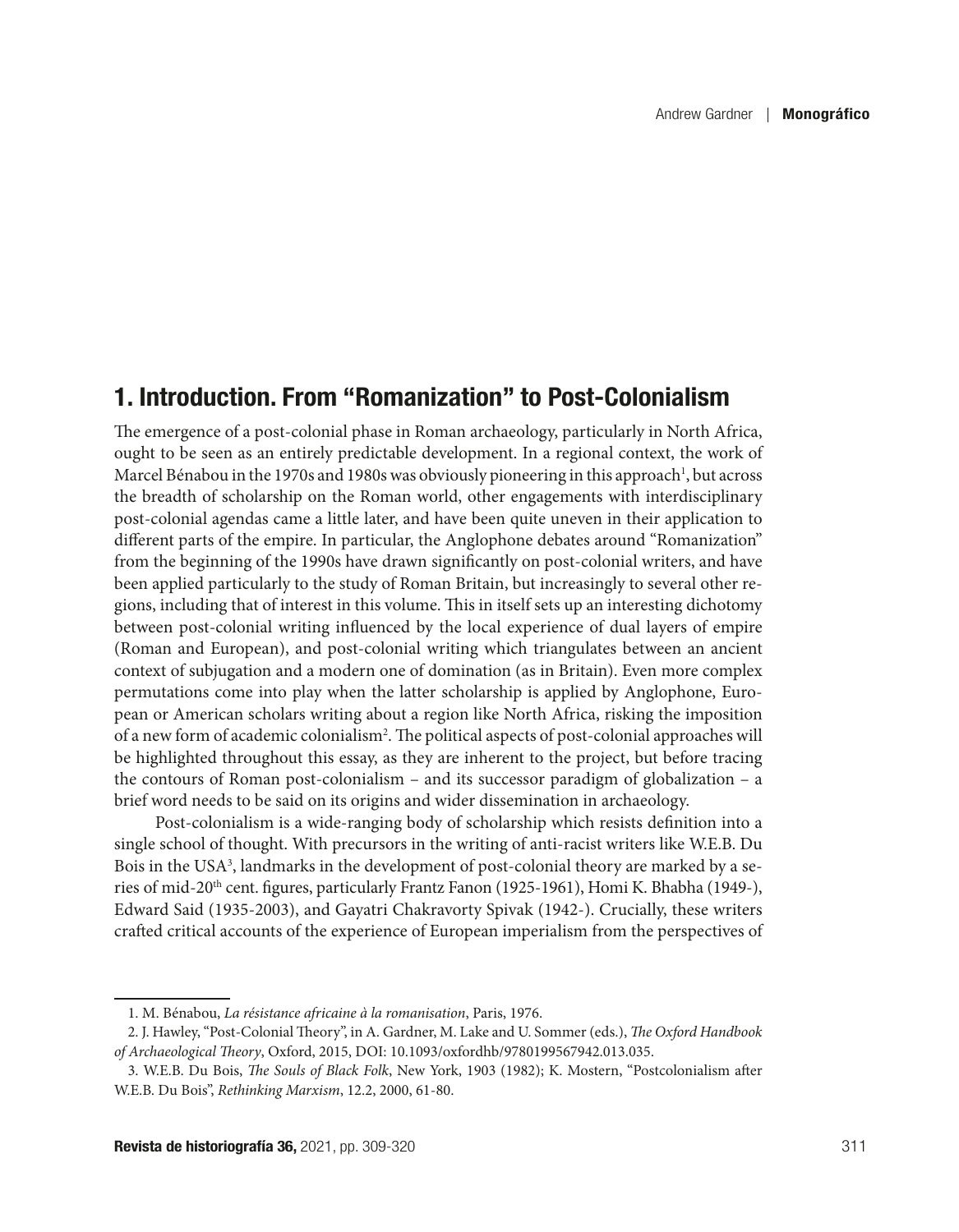## 1. Introduction. From "Romanization" to Post-Colonialism

The emergence of a post-colonial phase in Roman archaeology, particularly in North Africa, ought to be seen as an entirely predictable development. In a regional context, the work of Marcel Bénabou in the 1970s and 1980s was obviously pioneering in this approach[1], but across the breadth of scholarship on the Roman world, other engagements with interdisciplinary post-colonial agendas came a little later, and have been quite uneven in their application to different parts of the empire. In particular, the Anglophone debates around "Romanization" from the beginning of the 1990s have drawn significantly on post-colonial writers, and have been applied particularly to the study of Roman Britain, but increasingly to several other regions, including that of interest in this volume. This in itself sets up an interesting dichotomy between post-colonial writing influenced by the local experience of dual layers of empire (Roman and European), and post-colonial writing which triangulates between an ancient context of subjugation and a modern one of domination (as in Britain). Even more complex permutations come into play when the latter scholarship is applied by Anglophone, European or American scholars writing about a region like North Africa, risking the imposition of a new form of academic colonialism[2]. The political aspects of post-colonial approaches will be highlighted throughout this essay, as they are inherent to the project, but before tracing the contours of Roman post-colonialism – and its successor paradigm of globalization – a brief word needs to be said on its origins and wider dissemination in archaeology.

Post-colonialism is a wide-ranging body of scholarship which resists definition into a single school of thought. With precursors in the writing of anti-racist writers like W.E.B. Du Bois in the USA[3], landmarks in the development of post-colonial theory are marked by a series of mid-20th cent. figures, particularly Frantz Fanon (1925-1961), Homi K. Bhabha (1949-), Edward Said (1935-2003), and Gayatri Chakravorty Spivak (1942-). Crucially, these writers crafted critical accounts of the experience of European imperialism from the perspectives of

1. M. Bénabou, *La résistance africaine à la romanisation*, Paris, 1976.

2. J. Hawley, "Post-Colonial Theory", in A. Gardner, M. Lake and U. Sommer (eds.), *The Oxford Handbook of Archaeological Theory*, Oxford, 2015, DOI: 10.1093/oxfordhb/9780199567942.013.035.

3. W.E.B. Du Bois, *The Souls of Black Folk*, New York, 1903 (1982); K. Mostern, "Postcolonialism after W.E.B. Du Bois", *Rethinking Marxism*, 12.2, 2000, 61-80.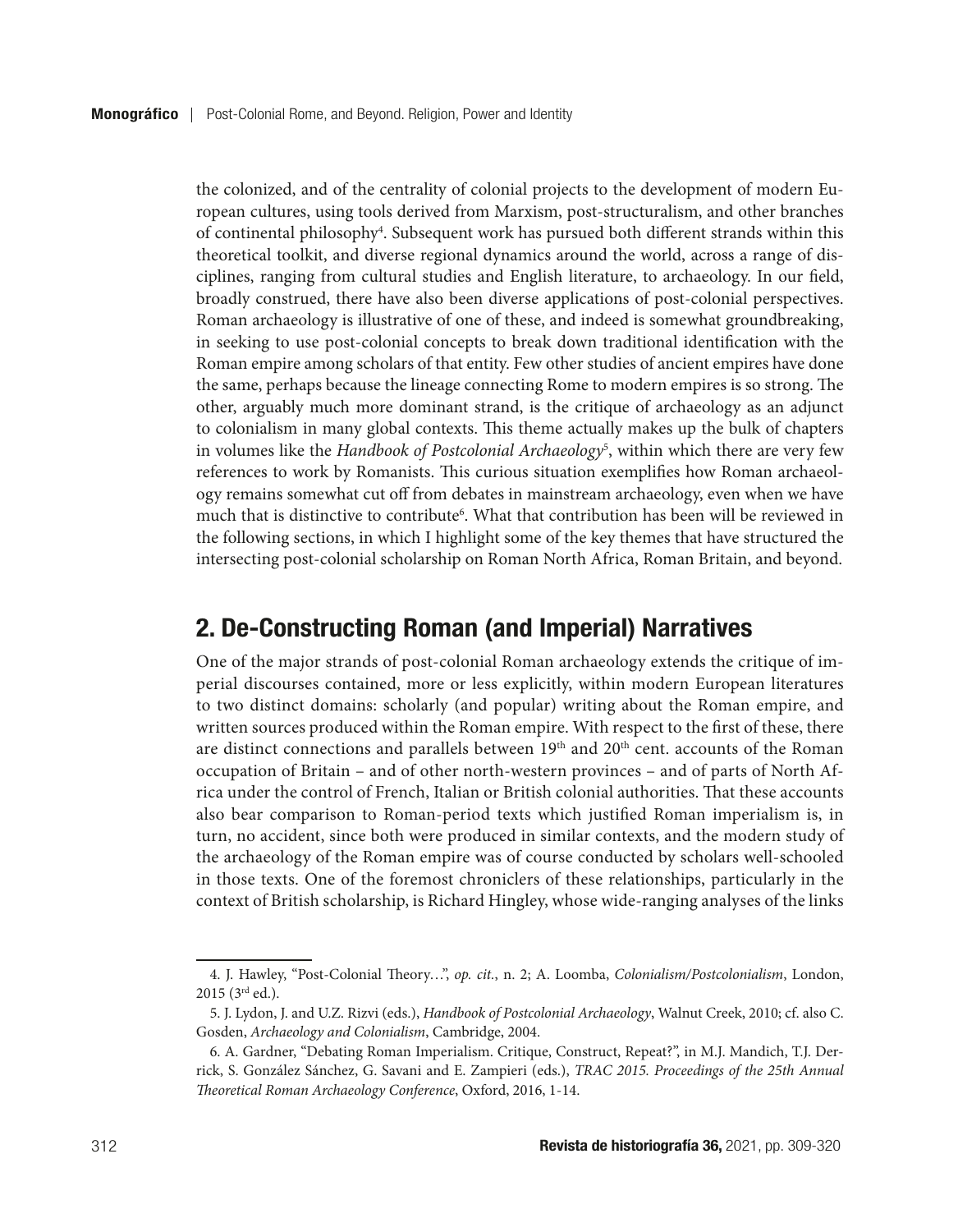the colonized, and of the centrality of colonial projects to the development of modern European cultures, using tools derived from Marxism, post-structuralism, and other branches of continental philosophy[4]. Subsequent work has pursued both different strands within this theoretical toolkit, and diverse regional dynamics around the world, across a range of disciplines, ranging from cultural studies and English literature, to archaeology. In our field, broadly construed, there have also been diverse applications of post-colonial perspectives. Roman archaeology is illustrative of one of these, and indeed is somewhat groundbreaking, in seeking to use post-colonial concepts to break down traditional identification with the Roman empire among scholars of that entity. Few other studies of ancient empires have done the same, perhaps because the lineage connecting Rome to modern empires is so strong. The other, arguably much more dominant strand, is the critique of archaeology as an adjunct to colonialism in many global contexts. This theme actually makes up the bulk of chapters in volumes like the *Handbook of Postcolonial Archaeology*[5], within which there are very few references to work by Romanists. This curious situation exemplifies how Roman archaeology remains somewhat cut off from debates in mainstream archaeology, even when we have much that is distinctive to contribute[6]. What that contribution has been will be reviewed in the following sections, in which I highlight some of the key themes that have structured the intersecting post-colonial scholarship on Roman North Africa, Roman Britain, and beyond.

## 2. De-Constructing Roman (and Imperial) Narratives

One of the major strands of post-colonial Roman archaeology extends the critique of imperial discourses contained, more or less explicitly, within modern European literatures to two distinct domains: scholarly (and popular) writing about the Roman empire, and written sources produced within the Roman empire. With respect to the first of these, there are distinct connections and parallels between 19th and 20th cent. accounts of the Roman occupation of Britain – and of other north-western provinces – and of parts of North Africa under the control of French, Italian or British colonial authorities. That these accounts also bear comparison to Roman-period texts which justified Roman imperialism is, in turn, no accident, since both were produced in similar contexts, and the modern study of the archaeology of the Roman empire was of course conducted by scholars well-schooled in those texts. One of the foremost chroniclers of these relationships, particularly in the context of British scholarship, is Richard Hingley, whose wide-ranging analyses of the links

4. J. Hawley, "Post-Colonial Theory…", *op. cit.*, n. 2; A. Loomba, *Colonialism/Postcolonialism*, London, 2015 (3rd ed.).

5. J. Lydon, J. and U.Z. Rizvi (eds.), *Handbook of Postcolonial Archaeology*, Walnut Creek, 2010; cf. also C. Gosden, *Archaeology and Colonialism*, Cambridge, 2004.

6. A. Gardner, "Debating Roman Imperialism. Critique, Construct, Repeat?", in M.J. Mandich, T.J. Derrick, S. González Sánchez, G. Savani and E. Zampieri (eds.), *TRAC 2015. Proceedings of the 25th Annual Theoretical Roman Archaeology Conference*, Oxford, 2016, 1-14.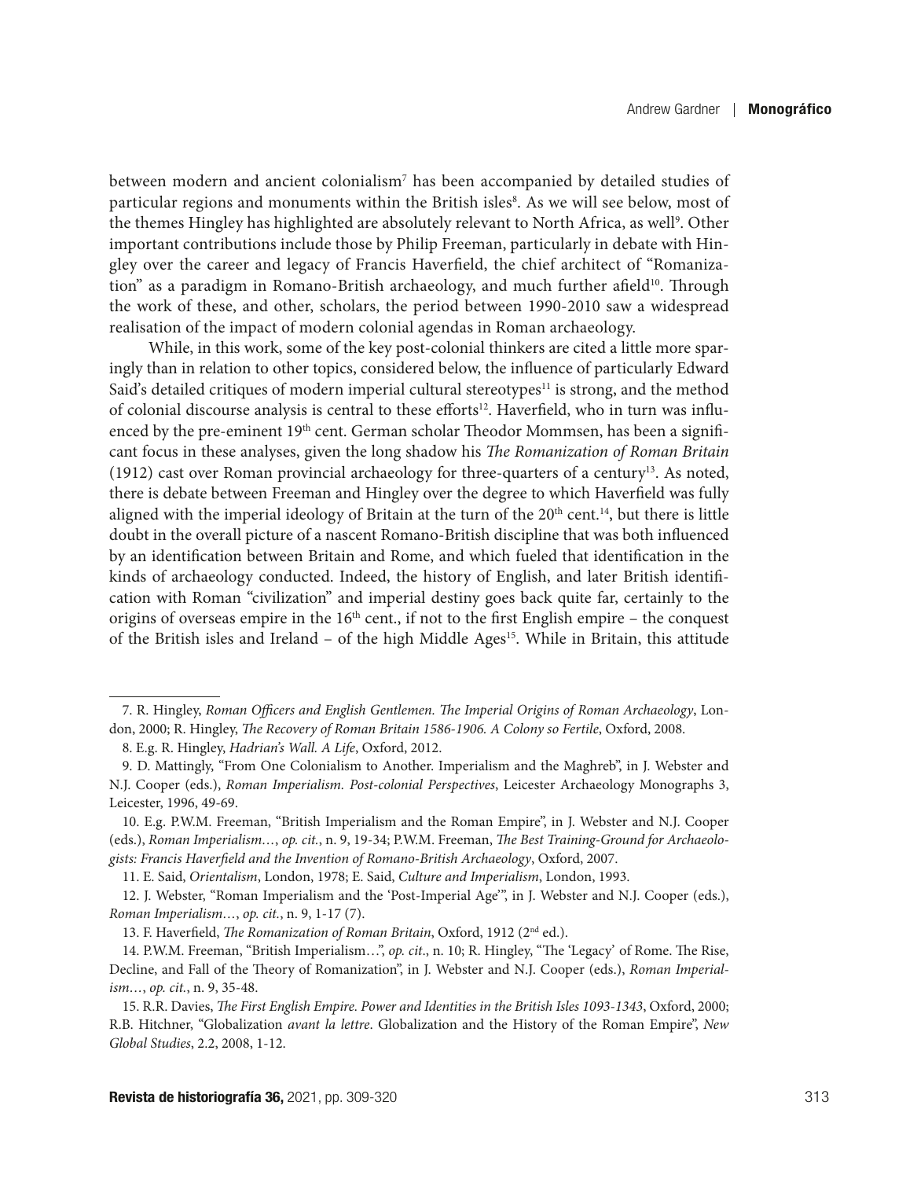between modern and ancient colonialism[7] has been accompanied by detailed studies of particular regions and monuments within the British isles[8]. As we will see below, most of the themes Hingley has highlighted are absolutely relevant to North Africa, as well[9]. Other important contributions include those by Philip Freeman, particularly in debate with Hingley over the career and legacy of Francis Haverfield, the chief architect of "Romanization" as a paradigm in Romano-British archaeology, and much further afield[10]. Through the work of these, and other, scholars, the period between 1990-2010 saw a widespread realisation of the impact of modern colonial agendas in Roman archaeology.

While, in this work, some of the key post-colonial thinkers are cited a little more sparingly than in relation to other topics, considered below, the influence of particularly Edward Said's detailed critiques of modern imperial cultural stereotypes[11] is strong, and the method of colonial discourse analysis is central to these efforts[12]. Haverfield, who in turn was influenced by the pre-eminent 19th cent. German scholar Theodor Mommsen, has been a significant focus in these analyses, given the long shadow his *The Romanization of Roman Britain* (1912) cast over Roman provincial archaeology for three-quarters of a century[13]. As noted, there is debate between Freeman and Hingley over the degree to which Haverfield was fully aligned with the imperial ideology of Britain at the turn of the 20th cent.[14], but there is little doubt in the overall picture of a nascent Romano-British discipline that was both influenced by an identification between Britain and Rome, and which fueled that identification in the kinds of archaeology conducted. Indeed, the history of English, and later British identification with Roman "civilization" and imperial destiny goes back quite far, certainly to the origins of overseas empire in the 16th cent., if not to the first English empire – the conquest of the British isles and Ireland – of the high Middle Ages[15]. While in Britain, this attitude

---

7. R. Hingley, *Roman Officers and English Gentlemen. The Imperial Origins of Roman Archaeology*, London, 2000; R. Hingley, *The Recovery of Roman Britain 1586-1906. A Colony so Fertile*, Oxford, 2008.

8. E.g. R. Hingley, *Hadrian's Wall. A Life*, Oxford, 2012.

9. D. Mattingly, "From One Colonialism to Another. Imperialism and the Maghreb", in J. Webster and N.J. Cooper (eds.), *Roman Imperialism. Post-colonial Perspectives*, Leicester Archaeology Monographs 3, Leicester, 1996, 49-69.

10. E.g. P.W.M. Freeman, "British Imperialism and the Roman Empire", in J. Webster and N.J. Cooper (eds.), *Roman Imperialism…*, *op. cit.*, n. 9, 19-34; P.W.M. Freeman, *The Best Training-Ground for Archaeologists: Francis Haverfield and the Invention of Romano-British Archaeology*, Oxford, 2007.

11. E. Said, *Orientalism*, London, 1978; E. Said, *Culture and Imperialism*, London, 1993.

12. J. Webster, "Roman Imperialism and the 'Post-Imperial Age'", in J. Webster and N.J. Cooper (eds.), *Roman Imperialism…*, *op. cit.*, n. 9, 1-17 (7).

13. F. Haverfield, *The Romanization of Roman Britain*, Oxford, 1912 (2nd ed.).

14. P.W.M. Freeman, "British Imperialism…", *op. cit*., n. 10; R. Hingley, "The 'Legacy' of Rome. The Rise, Decline, and Fall of the Theory of Romanization", in J. Webster and N.J. Cooper (eds.), *Roman Imperialism…*, *op. cit.*, n. 9, 35-48.

15. R.R. Davies, *The First English Empire. Power and Identities in the British Isles 1093-1343*, Oxford, 2000; R.B. Hitchner, "Globalization *avant la lettre*. Globalization and the History of the Roman Empire", *New Global Studies*, 2.2, 2008, 1-12.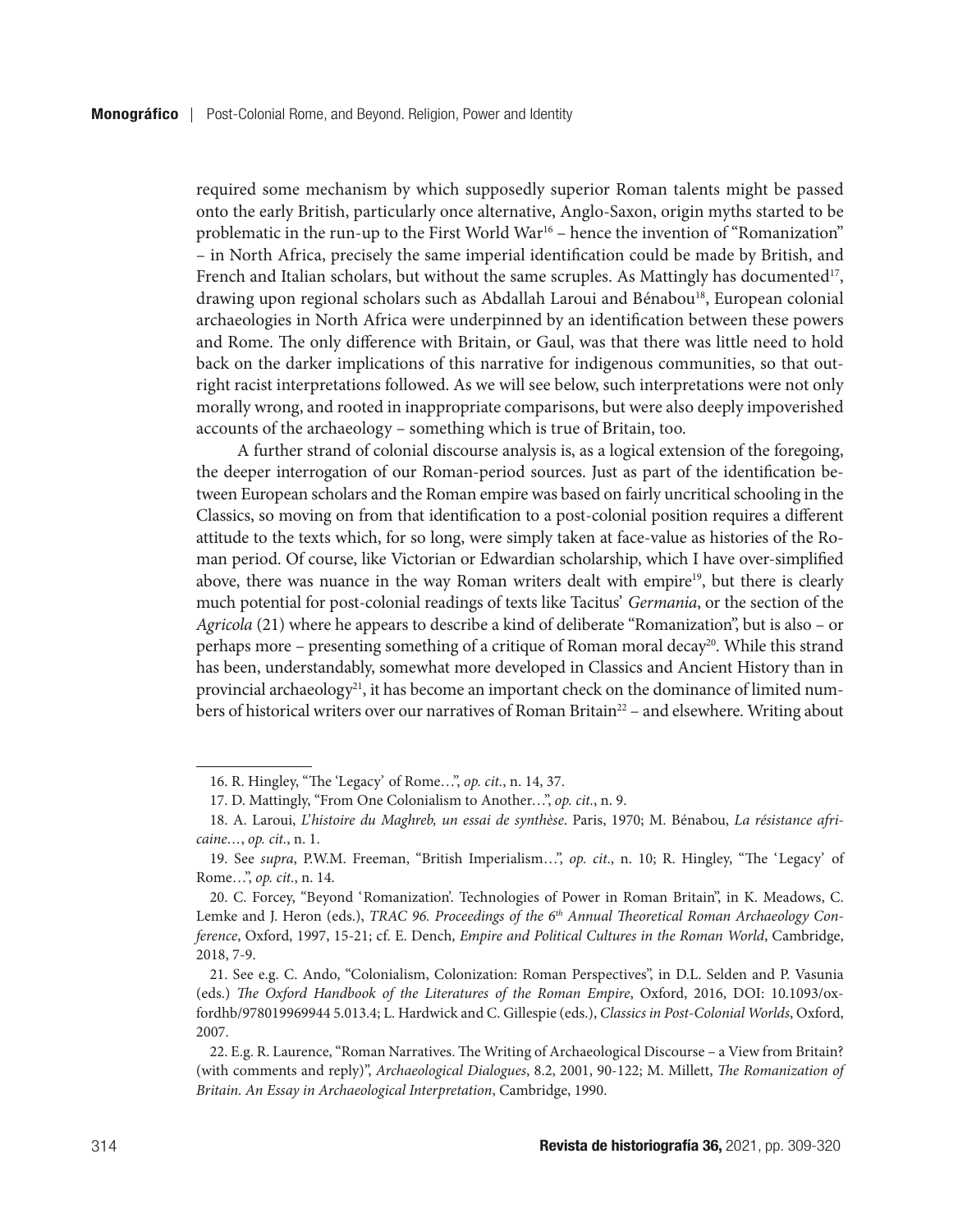required some mechanism by which supposedly superior Roman talents might be passed onto the early British, particularly once alternative, Anglo-Saxon, origin myths started to be problematic in the run-up to the First World War[16] – hence the invention of "Romanization" – in North Africa, precisely the same imperial identification could be made by British, and French and Italian scholars, but without the same scruples. As Mattingly has documented[17], drawing upon regional scholars such as Abdallah Laroui and Bénabou[18], European colonial archaeologies in North Africa were underpinned by an identification between these powers and Rome. The only difference with Britain, or Gaul, was that there was little need to hold back on the darker implications of this narrative for indigenous communities, so that outright racist interpretations followed. As we will see below, such interpretations were not only morally wrong, and rooted in inappropriate comparisons, but were also deeply impoverished accounts of the archaeology – something which is true of Britain, too.

A further strand of colonial discourse analysis is, as a logical extension of the foregoing, the deeper interrogation of our Roman-period sources. Just as part of the identification between European scholars and the Roman empire was based on fairly uncritical schooling in the Classics, so moving on from that identification to a post-colonial position requires a different attitude to the texts which, for so long, were simply taken at face-value as histories of the Roman period. Of course, like Victorian or Edwardian scholarship, which I have over-simplified above, there was nuance in the way Roman writers dealt with empire[19], but there is clearly much potential for post-colonial readings of texts like Tacitus' *Germania*, or the section of the *Agricola* (21) where he appears to describe a kind of deliberate "Romanization", but is also – or perhaps more – presenting something of a critique of Roman moral decay[20]. While this strand has been, understandably, somewhat more developed in Classics and Ancient History than in provincial archaeology[21], it has become an important check on the dominance of limited numbers of historical writers over our narratives of Roman Britain[22] – and elsewhere. Writing about

---

16. R. Hingley, "The 'Legacy' of Rome…", *op. cit.*, n. 14, 37.

17. D. Mattingly, "From One Colonialism to Another…", *op. cit.*, n. 9.

18. A. Laroui, *L'histoire du Maghreb, un essai de synthèse*. Paris, 1970; M. Bénabou, *La résistance africaine…*, *op. cit.*, n. 1.

19. See *supra*, P.W.M. Freeman, "British Imperialism…", *op. cit*., n. 10; R. Hingley, "The 'Legacy' of Rome…", *op. cit.*, n. 14.

20. C. Forcey, "Beyond 'Romanization'. Technologies of Power in Roman Britain", in K. Meadows, C. Lemke and J. Heron (eds.), *TRAC 96. Proceedings of the 6th Annual Theoretical Roman Archaeology Conference*, Oxford, 1997, 15-21; cf. E. Dench, *Empire and Political Cultures in the Roman World*, Cambridge, 2018, 7-9.

21. See e.g. C. Ando, "Colonialism, Colonization: Roman Perspectives", in D.L. Selden and P. Vasunia (eds.) *The Oxford Handbook of the Literatures of the Roman Empire*, Oxford, 2016, DOI: 10.1093/oxfordhb/978019969944 5.013.4; L. Hardwick and C. Gillespie (eds.), *Classics in Post-Colonial Worlds*, Oxford, 2007.

22. E.g. R. Laurence, "Roman Narratives. The Writing of Archaeological Discourse – a View from Britain? (with comments and reply)", *Archaeological Dialogues*, 8.2, 2001, 90-122; M. Millett, *The Romanization of Britain. An Essay in Archaeological Interpretation*, Cambridge, 1990.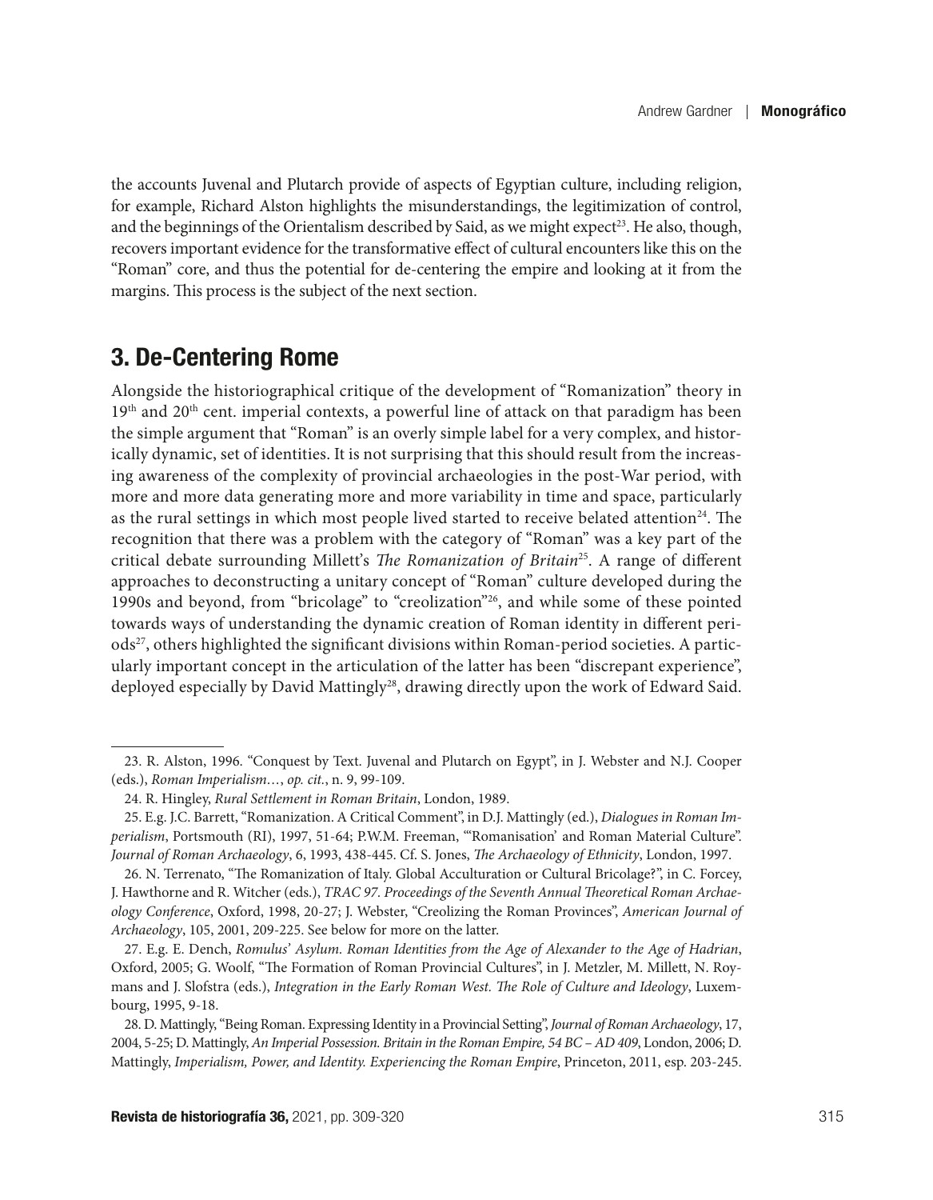the accounts Juvenal and Plutarch provide of aspects of Egyptian culture, including religion, for example, Richard Alston highlights the misunderstandings, the legitimization of control, and the beginnings of the Orientalism described by Said, as we might expect[23]. He also, though, recovers important evidence for the transformative effect of cultural encounters like this on the "Roman" core, and thus the potential for de-centering the empire and looking at it from the margins. This process is the subject of the next section.

## 3. De-Centering Rome

Alongside the historiographical critique of the development of "Romanization" theory in 19th and 20th cent. imperial contexts, a powerful line of attack on that paradigm has been the simple argument that "Roman" is an overly simple label for a very complex, and historically dynamic, set of identities. It is not surprising that this should result from the increasing awareness of the complexity of provincial archaeologies in the post-War period, with more and more data generating more and more variability in time and space, particularly as the rural settings in which most people lived started to receive belated attention[24]. The recognition that there was a problem with the category of "Roman" was a key part of the critical debate surrounding Millett's *The Romanization of Britain*[25]. A range of different approaches to deconstructing a unitary concept of "Roman" culture developed during the 1990s and beyond, from "bricolage" to "creolization"[26], and while some of these pointed towards ways of understanding the dynamic creation of Roman identity in different periods[27], others highlighted the significant divisions within Roman-period societies. A particularly important concept in the articulation of the latter has been "discrepant experience", deployed especially by David Mattingly[28], drawing directly upon the work of Edward Said.

---

23. R. Alston, 1996. "Conquest by Text. Juvenal and Plutarch on Egypt", in J. Webster and N.J. Cooper (eds.), *Roman Imperialism…*, *op. cit.*, n. 9, 99-109.

24. R. Hingley, *Rural Settlement in Roman Britain*, London, 1989.

25. E.g. J.C. Barrett, "Romanization. A Critical Comment", in D.J. Mattingly (ed.), *Dialogues in Roman Imperialism*, Portsmouth (RI), 1997, 51-64; P.W.M. Freeman, "'Romanisation' and Roman Material Culture". *Journal of Roman Archaeology*, 6, 1993, 438-445. Cf. S. Jones, *The Archaeology of Ethnicity*, London, 1997.

26. N. Terrenato, "The Romanization of Italy. Global Acculturation or Cultural Bricolage?", in C. Forcey, J. Hawthorne and R. Witcher (eds.), *TRAC 97. Proceedings of the Seventh Annual Theoretical Roman Archaeology Conference*, Oxford, 1998, 20-27; J. Webster, "Creolizing the Roman Provinces", *American Journal of Archaeology*, 105, 2001, 209-225. See below for more on the latter.

27. E.g. E. Dench, *Romulus' Asylum. Roman Identities from the Age of Alexander to the Age of Hadrian*, Oxford, 2005; G. Woolf, "The Formation of Roman Provincial Cultures", in J. Metzler, M. Millett, N. Roymans and J. Slofstra (eds.), *Integration in the Early Roman West. The Role of Culture and Ideology*, Luxembourg, 1995, 9-18.

28. D. Mattingly, "Being Roman. Expressing Identity in a Provincial Setting", *Journal of Roman Archaeology*, 17, 2004, 5-25; D. Mattingly, *An Imperial Possession. Britain in the Roman Empire, 54 BC – AD 409*, London, 2006; D. Mattingly, *Imperialism, Power, and Identity. Experiencing the Roman Empire*, Princeton, 2011, esp. 203-245.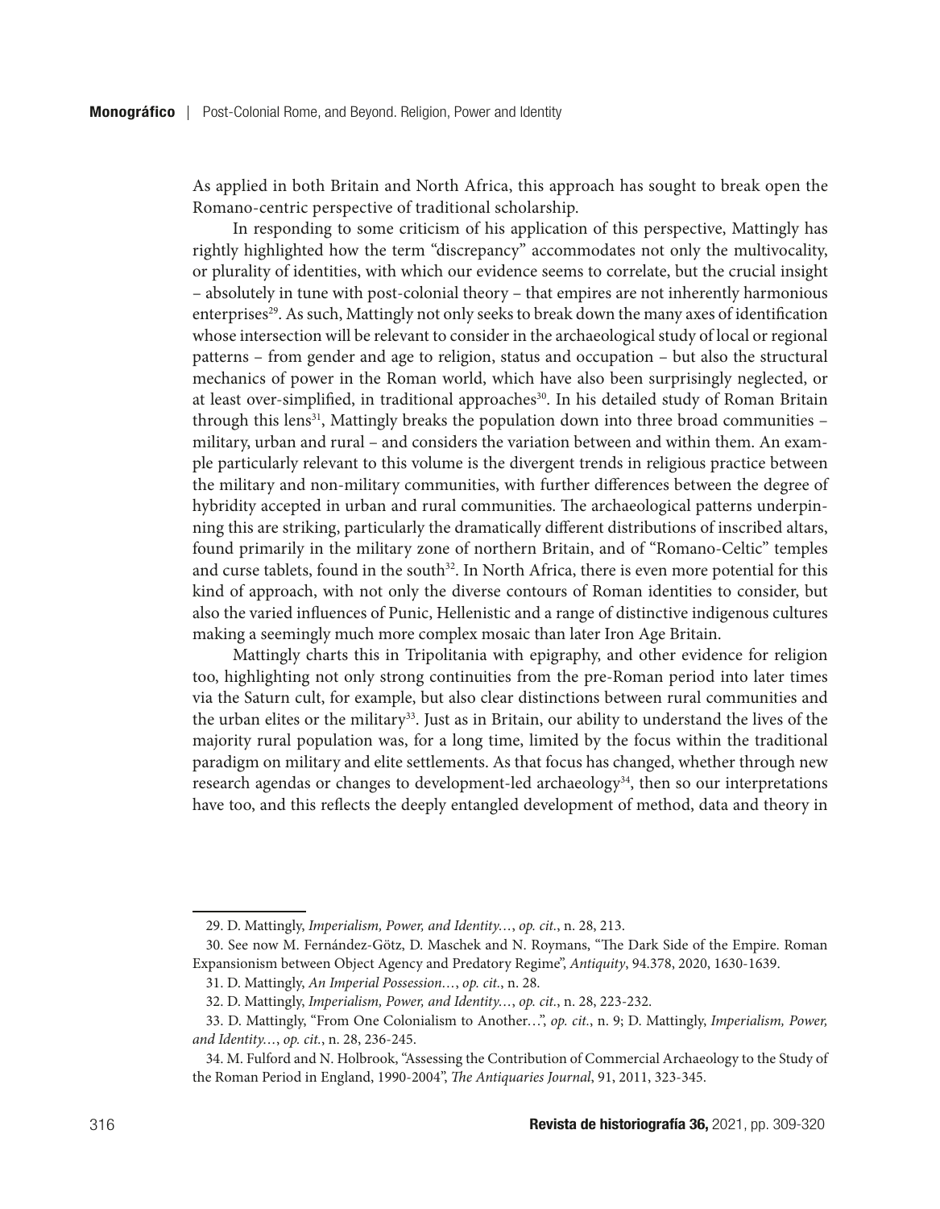As applied in both Britain and North Africa, this approach has sought to break open the Romano-centric perspective of traditional scholarship.

In responding to some criticism of his application of this perspective, Mattingly has rightly highlighted how the term "discrepancy" accommodates not only the multivocality, or plurality of identities, with which our evidence seems to correlate, but the crucial insight – absolutely in tune with post-colonial theory – that empires are not inherently harmonious enterprises[29]. As such, Mattingly not only seeks to break down the many axes of identification whose intersection will be relevant to consider in the archaeological study of local or regional patterns – from gender and age to religion, status and occupation – but also the structural mechanics of power in the Roman world, which have also been surprisingly neglected, or at least over-simplified, in traditional approaches[30]. In his detailed study of Roman Britain through this lens[31], Mattingly breaks the population down into three broad communities – military, urban and rural – and considers the variation between and within them. An example particularly relevant to this volume is the divergent trends in religious practice between the military and non-military communities, with further differences between the degree of hybridity accepted in urban and rural communities. The archaeological patterns underpinning this are striking, particularly the dramatically different distributions of inscribed altars, found primarily in the military zone of northern Britain, and of "Romano-Celtic" temples and curse tablets, found in the south[32]. In North Africa, there is even more potential for this kind of approach, with not only the diverse contours of Roman identities to consider, but also the varied influences of Punic, Hellenistic and a range of distinctive indigenous cultures making a seemingly much more complex mosaic than later Iron Age Britain.

Mattingly charts this in Tripolitania with epigraphy, and other evidence for religion too, highlighting not only strong continuities from the pre-Roman period into later times via the Saturn cult, for example, but also clear distinctions between rural communities and the urban elites or the military[33]. Just as in Britain, our ability to understand the lives of the majority rural population was, for a long time, limited by the focus within the traditional paradigm on military and elite settlements. As that focus has changed, whether through new research agendas or changes to development-led archaeology[34], then so our interpretations have too, and this reflects the deeply entangled development of method, data and theory in

---

29. D. Mattingly, *Imperialism, Power, and Identity…*, *op. cit.*, n. 28, 213.

30. See now M. Fernández-Götz, D. Maschek and N. Roymans, "The Dark Side of the Empire. Roman Expansionism between Object Agency and Predatory Regime", *Antiquity*, 94.378, 2020, 1630-1639.

31. D. Mattingly, *An Imperial Possession…*, *op. cit.*, n. 28.

32. D. Mattingly, *Imperialism, Power, and Identity…*, *op. cit.*, n. 28, 223-232.

33. D. Mattingly, "From One Colonialism to Another…", *op. cit.*, n. 9; D. Mattingly, *Imperialism, Power, and Identity…*, *op. cit.*, n. 28, 236-245.

34. M. Fulford and N. Holbrook, "Assessing the Contribution of Commercial Archaeology to the Study of the Roman Period in England, 1990-2004", *The Antiquaries Journal*, 91, 2011, 323-345.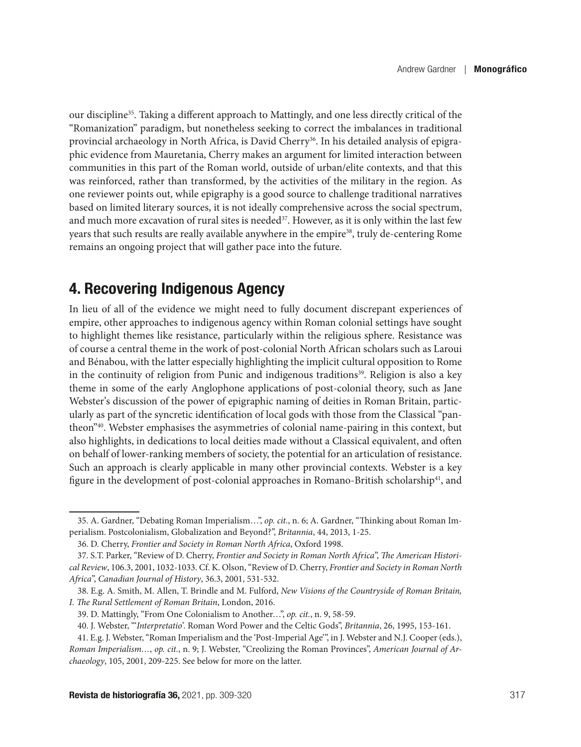our discipline[35]. Taking a different approach to Mattingly, and one less directly critical of the "Romanization" paradigm, but nonetheless seeking to correct the imbalances in traditional provincial archaeology in North Africa, is David Cherry[36]. In his detailed analysis of epigraphic evidence from Mauretania, Cherry makes an argument for limited interaction between communities in this part of the Roman world, outside of urban/elite contexts, and that this was reinforced, rather than transformed, by the activities of the military in the region. As one reviewer points out, while epigraphy is a good source to challenge traditional narratives based on limited literary sources, it is not ideally comprehensive across the social spectrum, and much more excavation of rural sites is needed[37]. However, as it is only within the last few years that such results are really available anywhere in the empire[38], truly de-centering Rome remains an ongoing project that will gather pace into the future.

## 4. Recovering Indigenous Agency

In lieu of all of the evidence we might need to fully document discrepant experiences of empire, other approaches to indigenous agency within Roman colonial settings have sought to highlight themes like resistance, particularly within the religious sphere. Resistance was of course a central theme in the work of post-colonial North African scholars such as Laroui and Bénabou, with the latter especially highlighting the implicit cultural opposition to Rome in the continuity of religion from Punic and indigenous traditions[39]. Religion is also a key theme in some of the early Anglophone applications of post-colonial theory, such as Jane Webster's discussion of the power of epigraphic naming of deities in Roman Britain, particularly as part of the syncretic identification of local gods with those from the Classical "pantheon"[40]. Webster emphasises the asymmetries of colonial name-pairing in this context, but also highlights, in dedications to local deities made without a Classical equivalent, and often on behalf of lower-ranking members of society, the potential for an articulation of resistance. Such an approach is clearly applicable in many other provincial contexts. Webster is a key figure in the development of post-colonial approaches in Romano-British scholarship[41], and

---

35. A. Gardner, "Debating Roman Imperialism…", *op. cit.*, n. 6; A. Gardner, "Thinking about Roman Imperialism. Postcolonialism, Globalization and Beyond?", *Britannia*, 44, 2013, 1-25.

36. D. Cherry, *Frontier and Society in Roman North Africa*, Oxford 1998.

37. S.T. Parker, "Review of D. Cherry, *Frontier and Society in Roman North Africa*", *The American Historical Review*, 106.3, 2001, 1032-1033. Cf. K. Olson, "Review of D. Cherry, *Frontier and Society in Roman North Africa*", *Canadian Journal of History*, 36.3, 2001, 531-532.

38. E.g. A. Smith, M. Allen, T. Brindle and M. Fulford, *New Visions of the Countryside of Roman Britain, I. The Rural Settlement of Roman Britain*, London, 2016.

39. D. Mattingly, "From One Colonialism to Another…", *op. cit.*, n. 9, 58-59.

40. J. Webster, "'*Interpretatio*'. Roman Word Power and the Celtic Gods", *Britannia*, 26, 1995, 153-161.

41. E.g. J. Webster, "Roman Imperialism and the 'Post-Imperial Age'", in J. Webster and N.J. Cooper (eds.), *Roman Imperialism…*, *op. cit.*, n. 9; J. Webster, "Creolizing the Roman Provinces", *American Journal of Archaeology*, 105, 2001, 209-225. See below for more on the latter.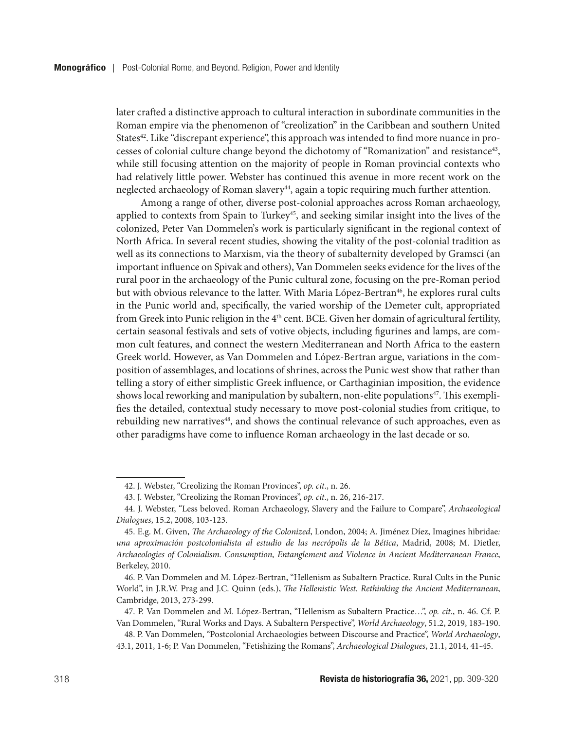later crafted a distinctive approach to cultural interaction in subordinate communities in the Roman empire via the phenomenon of "creolization" in the Caribbean and southern United States[42]. Like "discrepant experience", this approach was intended to find more nuance in processes of colonial culture change beyond the dichotomy of "Romanization" and resistance[43], while still focusing attention on the majority of people in Roman provincial contexts who had relatively little power. Webster has continued this avenue in more recent work on the neglected archaeology of Roman slavery[44], again a topic requiring much further attention.

Among a range of other, diverse post-colonial approaches across Roman archaeology, applied to contexts from Spain to Turkey[45], and seeking similar insight into the lives of the colonized, Peter Van Dommelen's work is particularly significant in the regional context of North Africa. In several recent studies, showing the vitality of the post-colonial tradition as well as its connections to Marxism, via the theory of subalternity developed by Gramsci (an important influence on Spivak and others), Van Dommelen seeks evidence for the lives of the rural poor in the archaeology of the Punic cultural zone, focusing on the pre-Roman period but with obvious relevance to the latter. With Maria López-Bertran[46], he explores rural cults in the Punic world and, specifically, the varied worship of the Demeter cult, appropriated from Greek into Punic religion in the 4th cent. BCE. Given her domain of agricultural fertility, certain seasonal festivals and sets of votive objects, including figurines and lamps, are common cult features, and connect the western Mediterranean and North Africa to the eastern Greek world. However, as Van Dommelen and López-Bertran argue, variations in the composition of assemblages, and locations of shrines, across the Punic west show that rather than telling a story of either simplistic Greek influence, or Carthaginian imposition, the evidence shows local reworking and manipulation by subaltern, non-elite populations[47]. This exemplifies the detailed, contextual study necessary to move post-colonial studies from critique, to rebuilding new narratives[48], and shows the continual relevance of such approaches, even as other paradigms have come to influence Roman archaeology in the last decade or so.

---

42. J. Webster, "Creolizing the Roman Provinces", *op. cit*., n. 26.

43. J. Webster, "Creolizing the Roman Provinces", *op. cit*., n. 26, 216-217.

44. J. Webster, "Less beloved. Roman Archaeology, Slavery and the Failure to Compare", *Archaeological Dialogues*, 15.2, 2008, 103-123.

45. E.g. M. Given, *The Archaeology of the Colonized*, London, 2004; A. Jiménez Díez, Imagines hibridae*: una aproximación postcolonialista al estudio de las necrópolis de la Bética*, Madrid, 2008; M. Dietler, *Archaeologies of Colonialism. Consumption, Entanglement and Violence in Ancient Mediterranean France*, Berkeley, 2010.

46. P. Van Dommelen and M. López-Bertran, "Hellenism as Subaltern Practice. Rural Cults in the Punic World", in J.R.W. Prag and J.C. Quinn (eds.), *The Hellenistic West. Rethinking the Ancient Mediterranean*, Cambridge, 2013, 273-299.

47. P. Van Dommelen and M. López-Bertran, "Hellenism as Subaltern Practice…", *op. cit*., n. 46. Cf. P. Van Dommelen, "Rural Works and Days. A Subaltern Perspective", *World Archaeology*, 51.2, 2019, 183-190.

48. P. Van Dommelen, "Postcolonial Archaeologies between Discourse and Practice", *World Archaeology*, 43.1, 2011, 1-6; P. Van Dommelen, "Fetishizing the Romans", *Archaeological Dialogues*, 21.1, 2014, 41-45.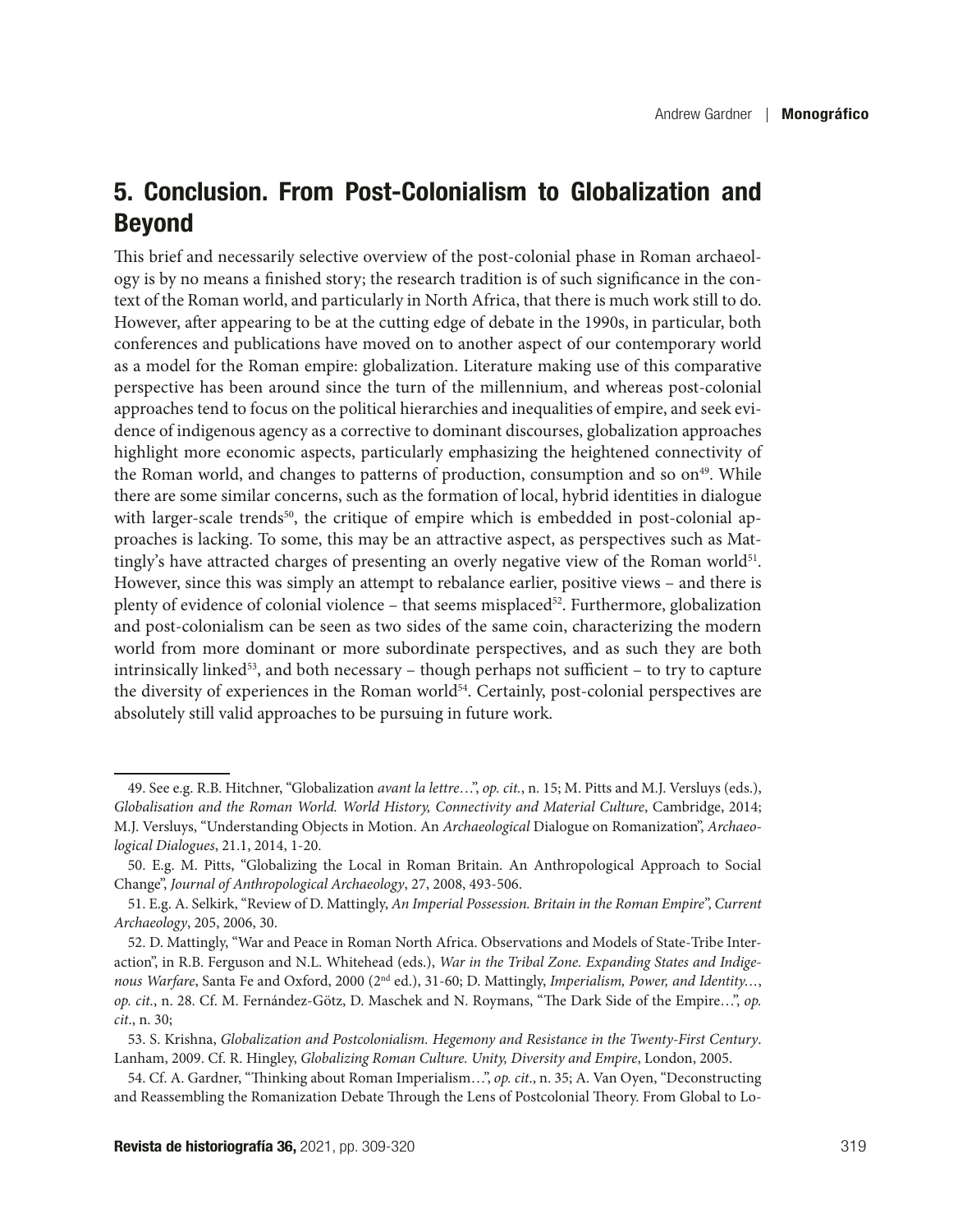## 5. Conclusion. From Post-Colonialism to Globalization and Beyond

This brief and necessarily selective overview of the post-colonial phase in Roman archaeology is by no means a finished story; the research tradition is of such significance in the context of the Roman world, and particularly in North Africa, that there is much work still to do. However, after appearing to be at the cutting edge of debate in the 1990s, in particular, both conferences and publications have moved on to another aspect of our contemporary world as a model for the Roman empire: globalization. Literature making use of this comparative perspective has been around since the turn of the millennium, and whereas post-colonial approaches tend to focus on the political hierarchies and inequalities of empire, and seek evidence of indigenous agency as a corrective to dominant discourses, globalization approaches highlight more economic aspects, particularly emphasizing the heightened connectivity of the Roman world, and changes to patterns of production, consumption and so on[49]. While there are some similar concerns, such as the formation of local, hybrid identities in dialogue with larger-scale trends[50], the critique of empire which is embedded in post-colonial approaches is lacking. To some, this may be an attractive aspect, as perspectives such as Mattingly's have attracted charges of presenting an overly negative view of the Roman world[51]. However, since this was simply an attempt to rebalance earlier, positive views – and there is plenty of evidence of colonial violence – that seems misplaced[52]. Furthermore, globalization and post-colonialism can be seen as two sides of the same coin, characterizing the modern world from more dominant or more subordinate perspectives, and as such they are both intrinsically linked[53], and both necessary – though perhaps not sufficient – to try to capture the diversity of experiences in the Roman world[54]. Certainly, post-colonial perspectives are absolutely still valid approaches to be pursuing in future work.

---

49. See e.g. R.B. Hitchner, "Globalization *avant la lettre*…", *op. cit.*, n. 15; M. Pitts and M.J. Versluys (eds.), *Globalisation and the Roman World. World History, Connectivity and Material Culture*, Cambridge, 2014; M.J. Versluys, "Understanding Objects in Motion. An *Archaeological* Dialogue on Romanization", *Archaeological Dialogues*, 21.1, 2014, 1-20.

50. E.g. M. Pitts, "Globalizing the Local in Roman Britain. An Anthropological Approach to Social Change", *Journal of Anthropological Archaeology*, 27, 2008, 493-506.

51. E.g. A. Selkirk, "Review of D. Mattingly, *An Imperial Possession. Britain in the Roman Empire*", *Current Archaeology*, 205, 2006, 30.

52. D. Mattingly, "War and Peace in Roman North Africa. Observations and Models of State-Tribe Interaction", in R.B. Ferguson and N.L. Whitehead (eds.), *War in the Tribal Zone. Expanding States and Indigenous Warfare*, Santa Fe and Oxford, 2000 (2nd ed.), 31-60; D. Mattingly, *Imperialism, Power, and Identity…*, *op. cit.*, n. 28. Cf. M. Fernández-Götz, D. Maschek and N. Roymans, "The Dark Side of the Empire…", *op. cit.*, n. 30;

53. S. Krishna, *Globalization and Postcolonialism. Hegemony and Resistance in the Twenty-First Century*. Lanham, 2009. Cf. R. Hingley, *Globalizing Roman Culture. Unity, Diversity and Empire*, London, 2005.

54. Cf. A. Gardner, "Thinking about Roman Imperialism…", *op. cit.*, n. 35; A. Van Oyen, "Deconstructing and Reassembling the Romanization Debate Through the Lens of Postcolonial Theory. From Global to Lo-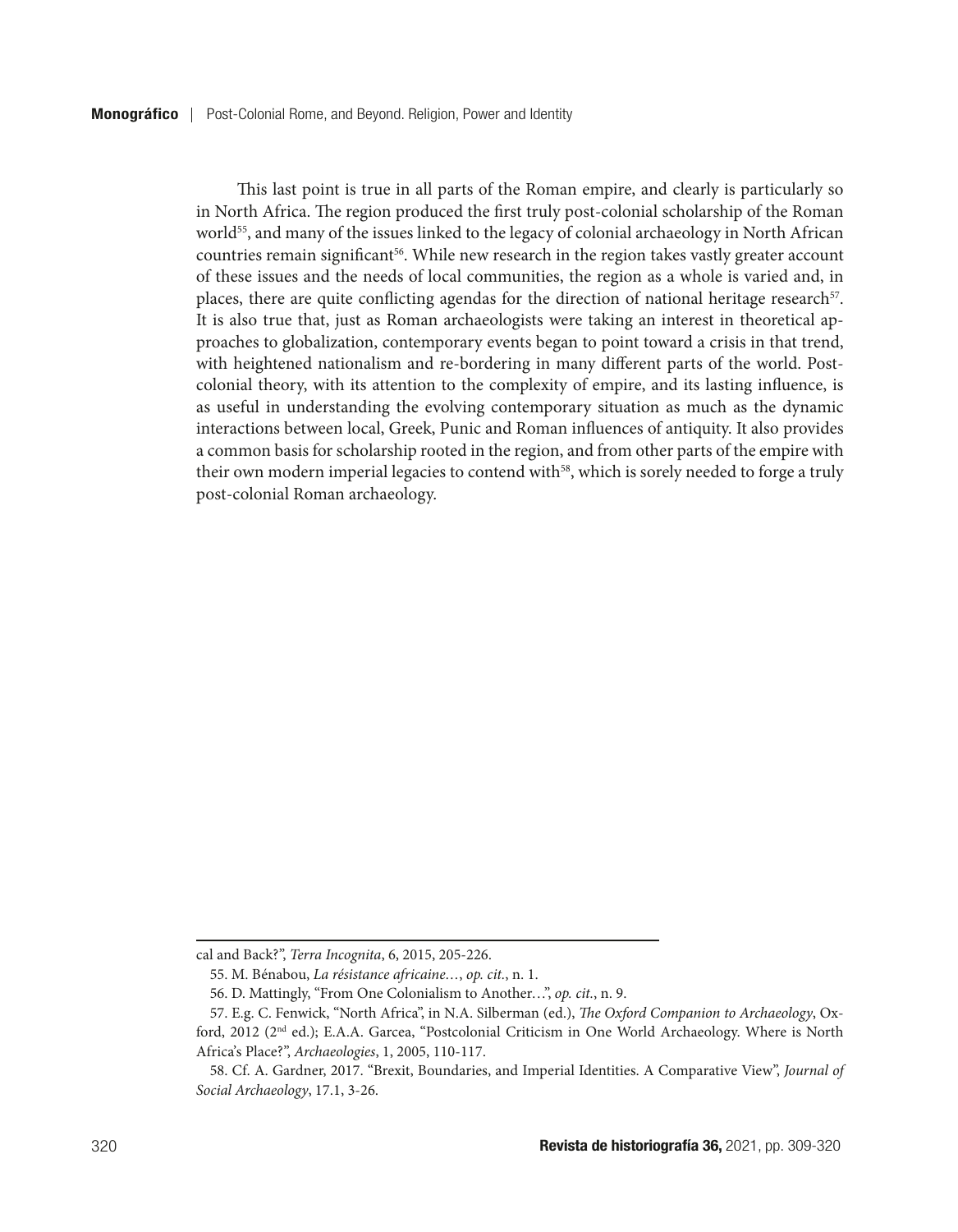This last point is true in all parts of the Roman empire, and clearly is particularly so in North Africa. The region produced the first truly post-colonial scholarship of the Roman world[55], and many of the issues linked to the legacy of colonial archaeology in North African countries remain significant[56]. While new research in the region takes vastly greater account of these issues and the needs of local communities, the region as a whole is varied and, in places, there are quite conflicting agendas for the direction of national heritage research[57]. It is also true that, just as Roman archaeologists were taking an interest in theoretical approaches to globalization, contemporary events began to point toward a crisis in that trend, with heightened nationalism and re-bordering in many different parts of the world. Post-colonial theory, with its attention to the complexity of empire, and its lasting influence, is as useful in understanding the evolving contemporary situation as much as the dynamic interactions between local, Greek, Punic and Roman influences of antiquity. It also provides a common basis for scholarship rooted in the region, and from other parts of the empire with their own modern imperial legacies to contend with[58], which is sorely needed to forge a truly post-colonial Roman archaeology.

---

cal and Back?", *Terra Incognita*, 6, 2015, 205-226.

55. M. Bénabou, *La résistance africaine…*, *op. cit.*, n. 1.

56. D. Mattingly, "From One Colonialism to Another…", *op. cit.*, n. 9.

57. E.g. C. Fenwick, "North Africa", in N.A. Silberman (ed.), *The Oxford Companion to Archaeology*, Oxford, 2012 (2nd ed.); E.A.A. Garcea, "Postcolonial Criticism in One World Archaeology. Where is North Africa's Place?", *Archaeologies*, 1, 2005, 110-117.

58. Cf. A. Gardner, 2017. "Brexit, Boundaries, and Imperial Identities. A Comparative View", *Journal of Social Archaeology*, 17.1, 3-26.